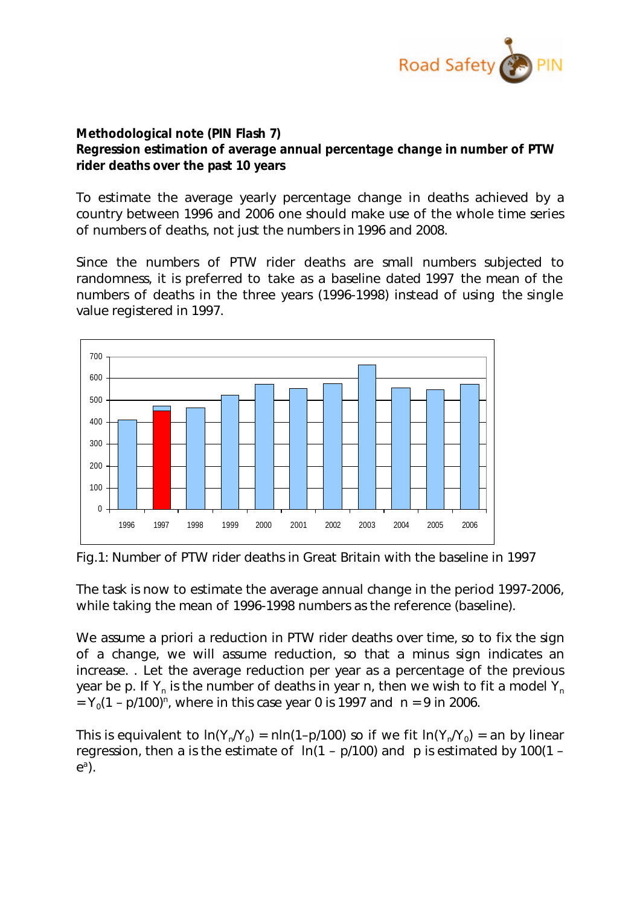**Methodological note (PIN Flash 7)**
**Regression estimation of average annual percentage change in number of PTW rider deaths over the past 10 years**

To estimate the average yearly percentage change in deaths achieved by a country between 1996 and 2006 one should make use of the whole time series of numbers of deaths, not just the numbers in 1996 and 2008.

Since the numbers of PTW rider deaths are small numbers subjected to randomness, it is preferred to take as a baseline dated 1997 the mean of the numbers of deaths in the three years (1996-1998) instead of using the single value registered in 1997.

Fig.1: Number of PTW rider deaths in Great Britain with the baseline in 1997

The task is now to estimate the average annual change in the period 1997-2006, while taking the mean of 1996-1998 numbers as the reference (baseline).

We assume a priori a reduction in PTW rider deaths over time, so to fix the sign of a change, we will assume reduction, so that a minus sign indicates an increase. . Let the average reduction per year as a percentage of the previous year be p. If $Y_n$ is the number of deaths in year n, then we wish to fit a model $Y_n = Y_0(1 - p/100)^n$, where in this case year 0 is 1997 and n = 9 in 2006.

This is equivalent to $\ln(Y_n/Y_0) = n\ln(1 - p/100)$ so if we fit $\ln(Y_n/Y_0) = an$ by linear regression, then a is the estimate of $\ln(1 - p/100)$ and p is estimated by $100(1 - e^a)$.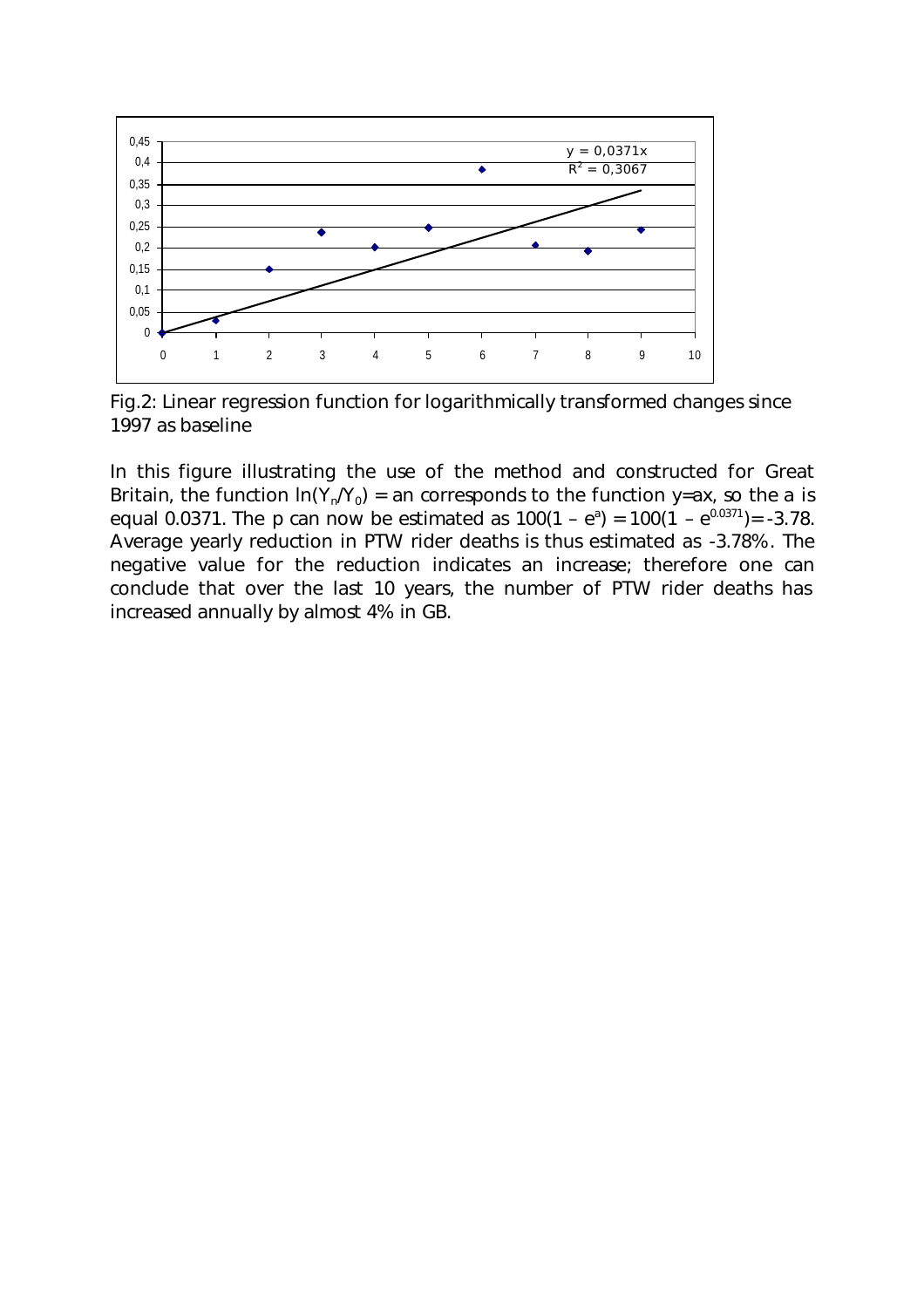y = 0,0371x

$R^2$ = 0,3067

0,45
0,4
0,35
0,3
0,25
0,2
0,15
0,1
0,05
0

0 1 2 3 4 5 6 7 8 9 10

Fig.2: Linear regression function for logarithmically transformed changes since 1997 as baseline

In this figure illustrating the use of the method and constructed for Great Britain, the function $\ln(Y_n/Y_0) = an$ corresponds to the function y=ax, so the a is equal 0.0371. The p can now be estimated as $100(1 - e^a) = 100(1 - e^{0.0371}) = -3.78$. Average yearly reduction in PTW rider deaths is thus estimated as -3.78%. The negative value for the reduction indicates an increase; therefore one can conclude that over the last 10 years, the number of PTW rider deaths has increased annually by almost 4% in GB.